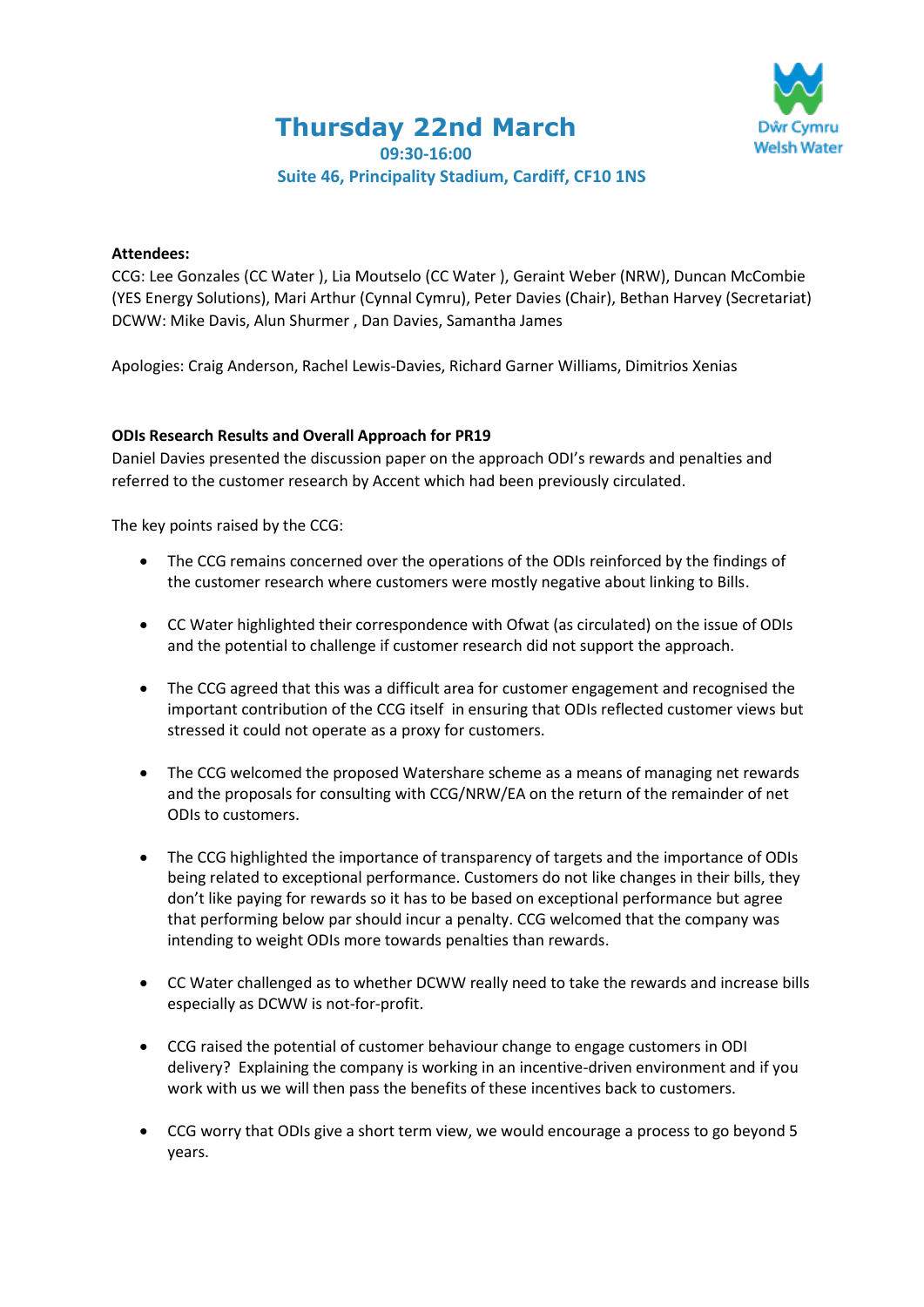# Thursday 22nd March

**09:30-16:00**

**Suite 46, Principality Stadium, Cardiff, CF10 1NS**

**Attendees:**
CCG: Lee Gonzales (CC Water ), Lia Moutselo (CC Water ), Geraint Weber (NRW), Duncan McCombie (YES Energy Solutions), Mari Arthur (Cynnal Cymru), Peter Davies (Chair), Bethan Harvey (Secretariat)
DCWW: Mike Davis, Alun Shurmer , Dan Davies, Samantha James

Apologies: Craig Anderson, Rachel Lewis-Davies, Richard Garner Williams, Dimitrios Xenias

**ODIs Research Results and Overall Approach for PR19**
Daniel Davies presented the discussion paper on the approach ODI's rewards and penalties and referred to the customer research by Accent which had been previously circulated.

The key points raised by the CCG:

- The CCG remains concerned over the operations of the ODIs reinforced by the findings of the customer research where customers were mostly negative about linking to Bills.
- CC Water highlighted their correspondence with Ofwat (as circulated) on the issue of ODIs and the potential to challenge if customer research did not support the approach.
- The CCG agreed that this was a difficult area for customer engagement and recognised the important contribution of the CCG itself in ensuring that ODIs reflected customer views but stressed it could not operate as a proxy for customers.
- The CCG welcomed the proposed Watershare scheme as a means of managing net rewards and the proposals for consulting with CCG/NRW/EA on the return of the remainder of net ODIs to customers.
- The CCG highlighted the importance of transparency of targets and the importance of ODIs being related to exceptional performance. Customers do not like changes in their bills, they don't like paying for rewards so it has to be based on exceptional performance but agree that performing below par should incur a penalty. CCG welcomed that the company was intending to weight ODIs more towards penalties than rewards.
- CC Water challenged as to whether DCWW really need to take the rewards and increase bills especially as DCWW is not-for-profit.
- CCG raised the potential of customer behaviour change to engage customers in ODI delivery? Explaining the company is working in an incentive-driven environment and if you work with us we will then pass the benefits of these incentives back to customers.
- CCG worry that ODIs give a short term view, we would encourage a process to go beyond 5 years.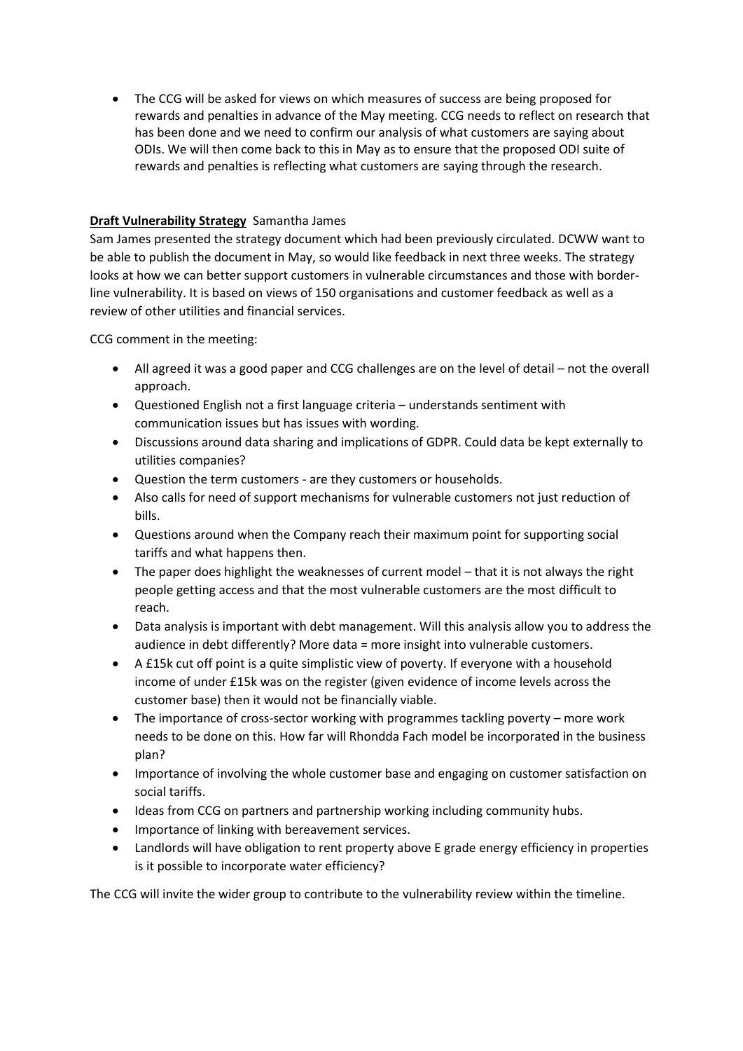- The CCG will be asked for views on which measures of success are being proposed for rewards and penalties in advance of the May meeting. CCG needs to reflect on research that has been done and we need to confirm our analysis of what customers are saying about ODIs. We will then come back to this in May as to ensure that the proposed ODI suite of rewards and penalties is reflecting what customers are saying through the research.

**Draft Vulnerability Strategy** Samantha James

Sam James presented the strategy document which had been previously circulated. DCWW want to be able to publish the document in May, so would like feedback in next three weeks. The strategy looks at how we can better support customers in vulnerable circumstances and those with border-line vulnerability. It is based on views of 150 organisations and customer feedback as well as a review of other utilities and financial services.

CCG comment in the meeting:

- All agreed it was a good paper and CCG challenges are on the level of detail – not the overall approach.
- Questioned English not a first language criteria – understands sentiment with communication issues but has issues with wording.
- Discussions around data sharing and implications of GDPR. Could data be kept externally to utilities companies?
- Question the term customers - are they customers or households.
- Also calls for need of support mechanisms for vulnerable customers not just reduction of bills.
- Questions around when the Company reach their maximum point for supporting social tariffs and what happens then.
- The paper does highlight the weaknesses of current model – that it is not always the right people getting access and that the most vulnerable customers are the most difficult to reach.
- Data analysis is important with debt management. Will this analysis allow you to address the audience in debt differently? More data = more insight into vulnerable customers.
- A £15k cut off point is a quite simplistic view of poverty. If everyone with a household income of under £15k was on the register (given evidence of income levels across the customer base) then it would not be financially viable.
- The importance of cross-sector working with programmes tackling poverty – more work needs to be done on this. How far will Rhondda Fach model be incorporated in the business plan?
- Importance of involving the whole customer base and engaging on customer satisfaction on social tariffs.
- Ideas from CCG on partners and partnership working including community hubs.
- Importance of linking with bereavement services.
- Landlords will have obligation to rent property above E grade energy efficiency in properties is it possible to incorporate water efficiency?

The CCG will invite the wider group to contribute to the vulnerability review within the timeline.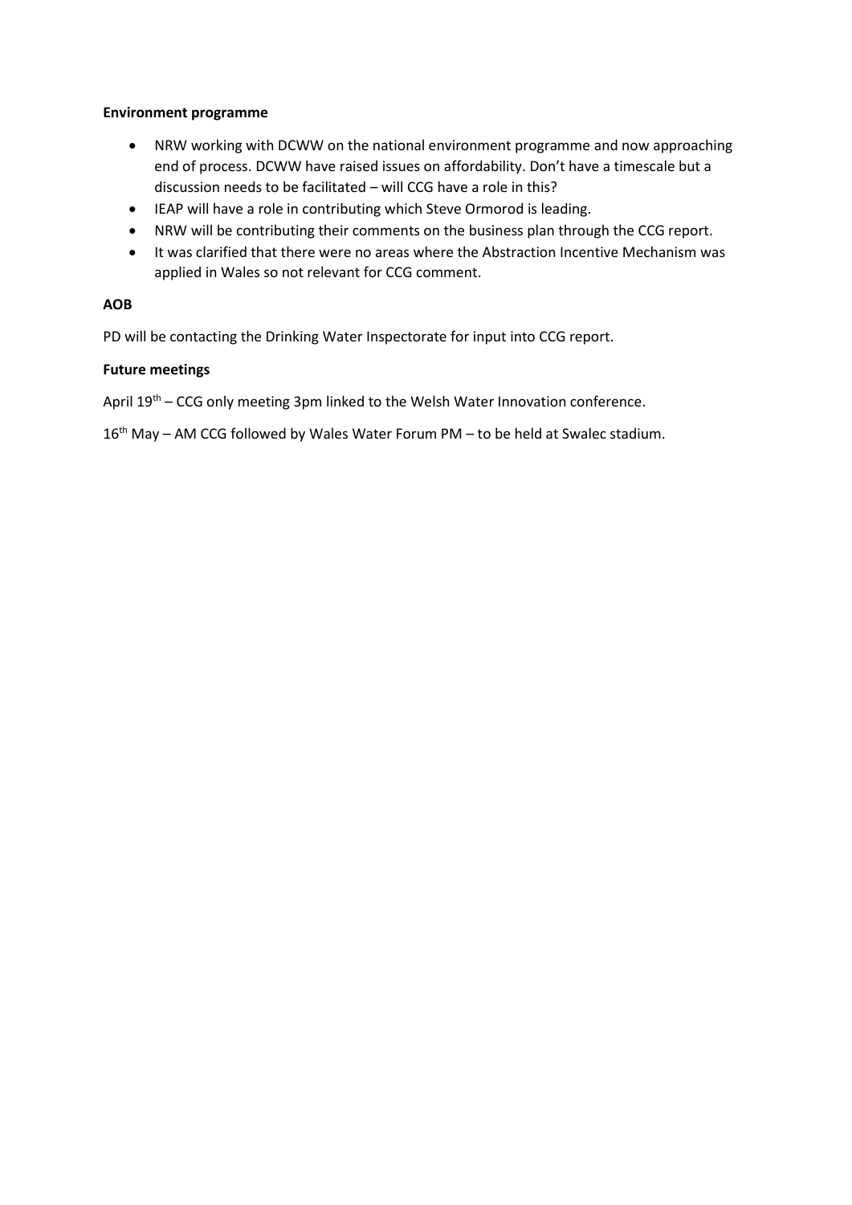**Environment programme**

- NRW working with DCWW on the national environment programme and now approaching end of process. DCWW have raised issues on affordability. Don't have a timescale but a discussion needs to be facilitated – will CCG have a role in this?
- IEAP will have a role in contributing which Steve Ormorod is leading.
- NRW will be contributing their comments on the business plan through the CCG report.
- It was clarified that there were no areas where the Abstraction Incentive Mechanism was applied in Wales so not relevant for CCG comment.

**AOB**

PD will be contacting the Drinking Water Inspectorate for input into CCG report.

**Future meetings**

April 19th – CCG only meeting 3pm linked to the Welsh Water Innovation conference.

16th May – AM CCG followed by Wales Water Forum PM – to be held at Swalec stadium.